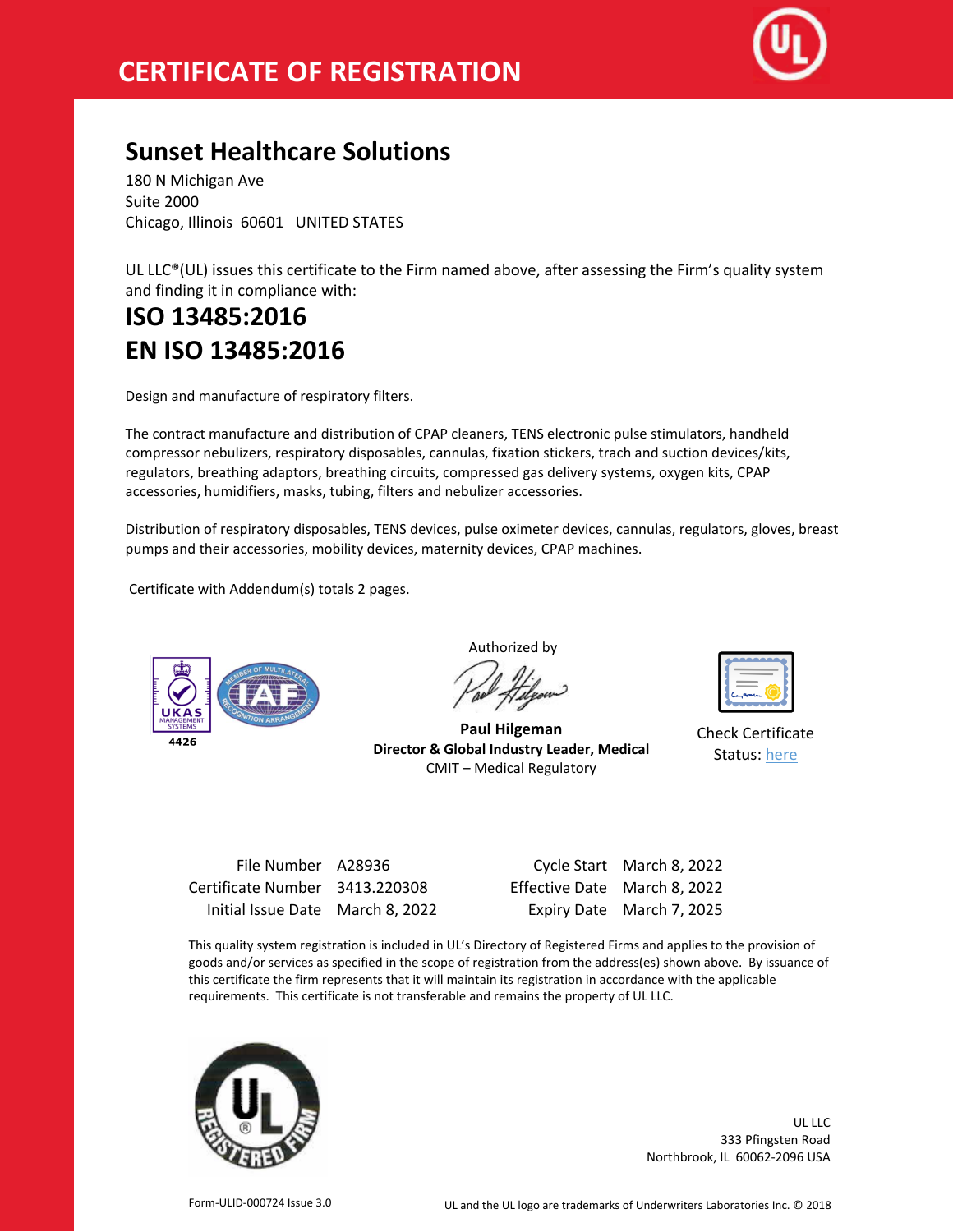# CERTIFICATE OF REGISTRATION

## Sunset Healthcare Solutions

180 N Michigan Ave
Suite 2000
Chicago, Illinois 60601 UNITED STATES

UL LLC®(UL) issues this certificate to the Firm named above, after assessing the Firm's quality system and finding it in compliance with:

# ISO 13485:2016
# EN ISO 13485:2016

Design and manufacture of respiratory filters.

The contract manufacture and distribution of CPAP cleaners, TENS electronic pulse stimulators, handheld compressor nebulizers, respiratory disposables, cannulas, fixation stickers, trach and suction devices/kits, regulators, breathing adaptors, breathing circuits, compressed gas delivery systems, oxygen kits, CPAP accessories, humidifiers, masks, tubing, filters and nebulizer accessories.

Distribution of respiratory disposables, TENS devices, pulse oximeter devices, cannulas, regulators, gloves, breast pumps and their accessories, mobility devices, maternity devices, CPAP machines.

Certificate with Addendum(s) totals 2 pages.

UKAS MANAGEMENT SYSTEMS 4426

Authorized by

**Paul Hilgeman**
**Director & Global Industry Leader, Medical**
CMIT – Medical Regulatory

Check Certificate Status: here

| | | | |
|---|---|---|---|
| File Number | A28936 | Cycle Start | March 8, 2022 |
| Certificate Number | 3413.220308 | Effective Date | March 8, 2022 |
| Initial Issue Date | March 8, 2022 | Expiry Date | March 7, 2025 |

This quality system registration is included in UL's Directory of Registered Firms and applies to the provision of goods and/or services as specified in the scope of registration from the address(es) shown above. By issuance of this certificate the firm represents that it will maintain its registration in accordance with the applicable requirements. This certificate is not transferable and remains the property of UL LLC.

UL LLC
333 Pfingsten Road
Northbrook, IL 60062-2096 USA

Form-ULID-000724 Issue 3.0

UL and the UL logo are trademarks of Underwriters Laboratories Inc. © 2018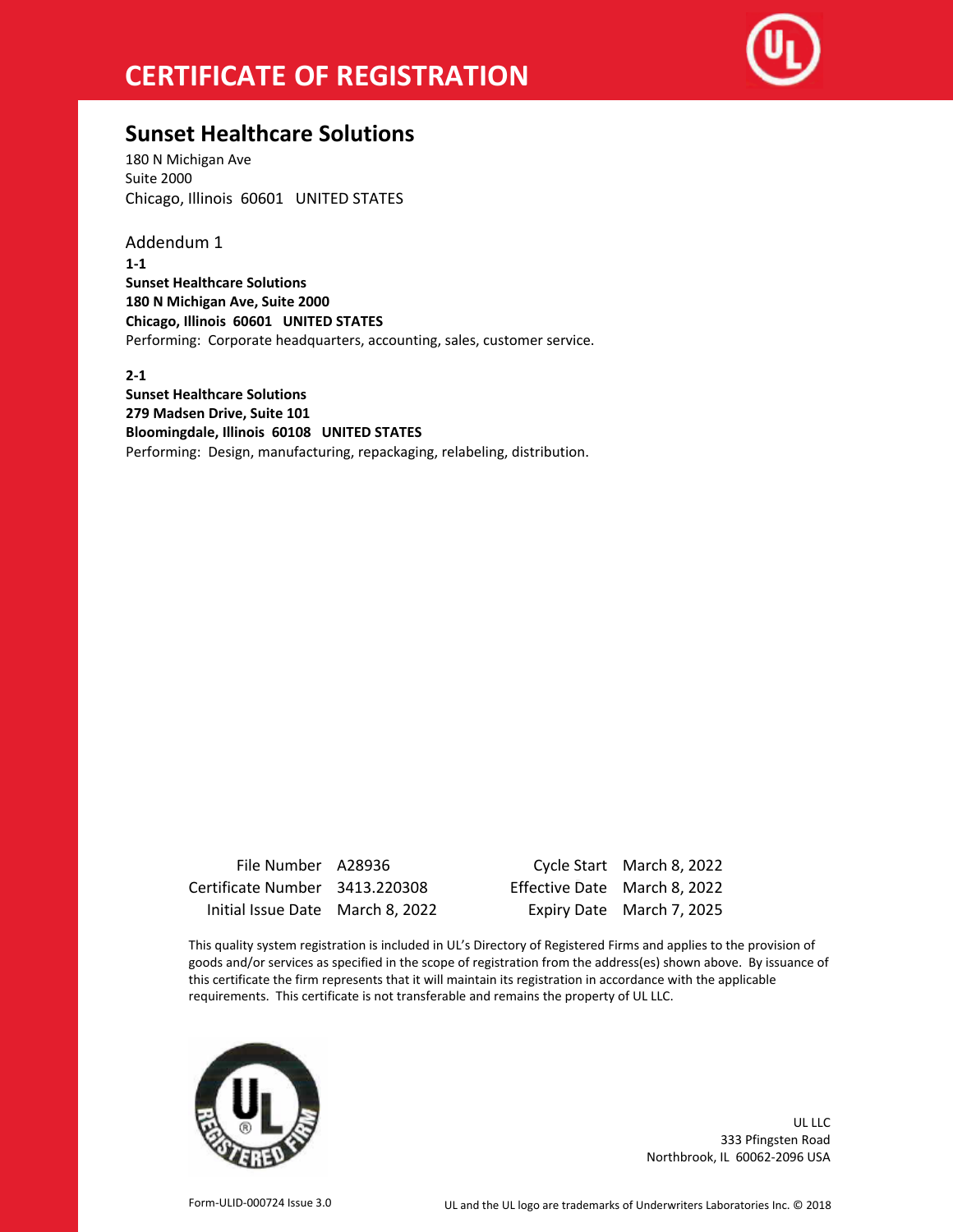# CERTIFICATE OF REGISTRATION

## Sunset Healthcare Solutions

180 N Michigan Ave
Suite 2000
Chicago, Illinois 60601 UNITED STATES

Addendum 1

**1-1**
**Sunset Healthcare Solutions**
**180 N Michigan Ave, Suite 2000**
**Chicago, Illinois 60601 UNITED STATES**
Performing: Corporate headquarters, accounting, sales, customer service.

**2-1**
**Sunset Healthcare Solutions**
**279 Madsen Drive, Suite 101**
**Bloomingdale, Illinois 60108 UNITED STATES**
Performing: Design, manufacturing, repackaging, relabeling, distribution.

| | | | |
|---|---|---|---|
| File Number | A28936 | Cycle Start | March 8, 2022 |
| Certificate Number | 3413.220308 | Effective Date | March 8, 2022 |
| Initial Issue Date | March 8, 2022 | Expiry Date | March 7, 2025 |

This quality system registration is included in UL's Directory of Registered Firms and applies to the provision of goods and/or services as specified in the scope of registration from the address(es) shown above. By issuance of this certificate the firm represents that it will maintain its registration in accordance with the applicable requirements. This certificate is not transferable and remains the property of UL LLC.

UL LLC
333 Pfingsten Road
Northbrook, IL 60062-2096 USA

Form-ULID-000724 Issue 3.0

UL and the UL logo are trademarks of Underwriters Laboratories Inc. © 2018